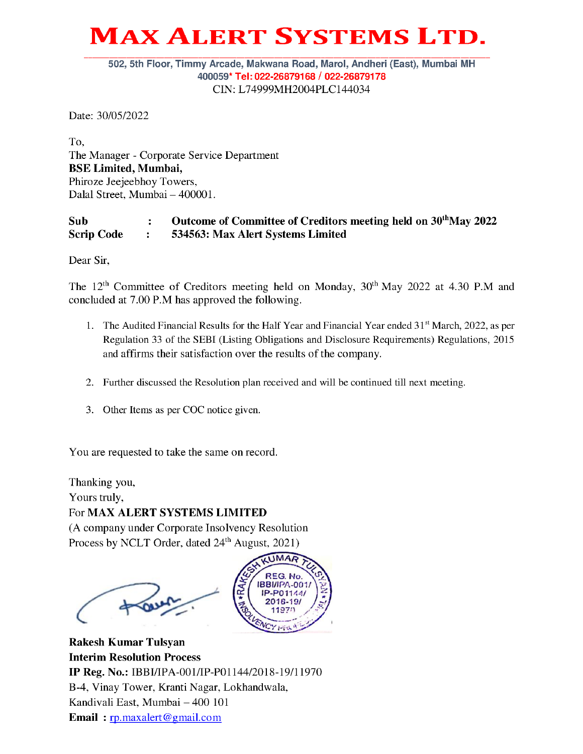# MAX ALERT SYSTEMS LTD.

502, 5th Floor, Timmy Arcade, Makwana Road, Marol, Andheri (East), Mumbai MH 400059* Tel: 022-26879168 / 022-26879178

CIN: L74999MH2004PLC144034

Date: 30/05/2022

To,
The Manager - Corporate Service Department
**BSE Limited, Mumbai,**
Phiroze Jeejeebhoy Towers,
Dalal Street, Mumbai – 400001.

**Sub : Outcome of Committee of Creditors meeting held on 30th May 2022**
**Scrip Code : 534563: Max Alert Systems Limited**

Dear Sir,

The 12th Committee of Creditors meeting held on Monday, 30th May 2022 at 4.30 P.M and concluded at 7.00 P.M has approved the following.

1. The Audited Financial Results for the Half Year and Financial Year ended 31st March, 2022, as per Regulation 33 of the SEBI (Listing Obligations and Disclosure Requirements) Regulations, 2015 and affirms their satisfaction over the results of the company.

2. Further discussed the Resolution plan received and will be continued till next meeting.

3. Other Items as per COC notice given.

You are requested to take the same on record.

Thanking you,
Yours truly,
For **MAX ALERT SYSTEMS LIMITED**
(A company under Corporate Insolvency Resolution Process by NCLT Order, dated 24th August, 2021)

**Rakesh Kumar Tulsyan**
**Interim Resolution Process**
**IP Reg. No.:** IBBI/IPA-001/IP-P01144/2018-19/11970
B-4, Vinay Tower, Kranti Nagar, Lokhandwala,
Kandivali East, Mumbai – 400 101
**Email :** rp.maxalert@gmail.com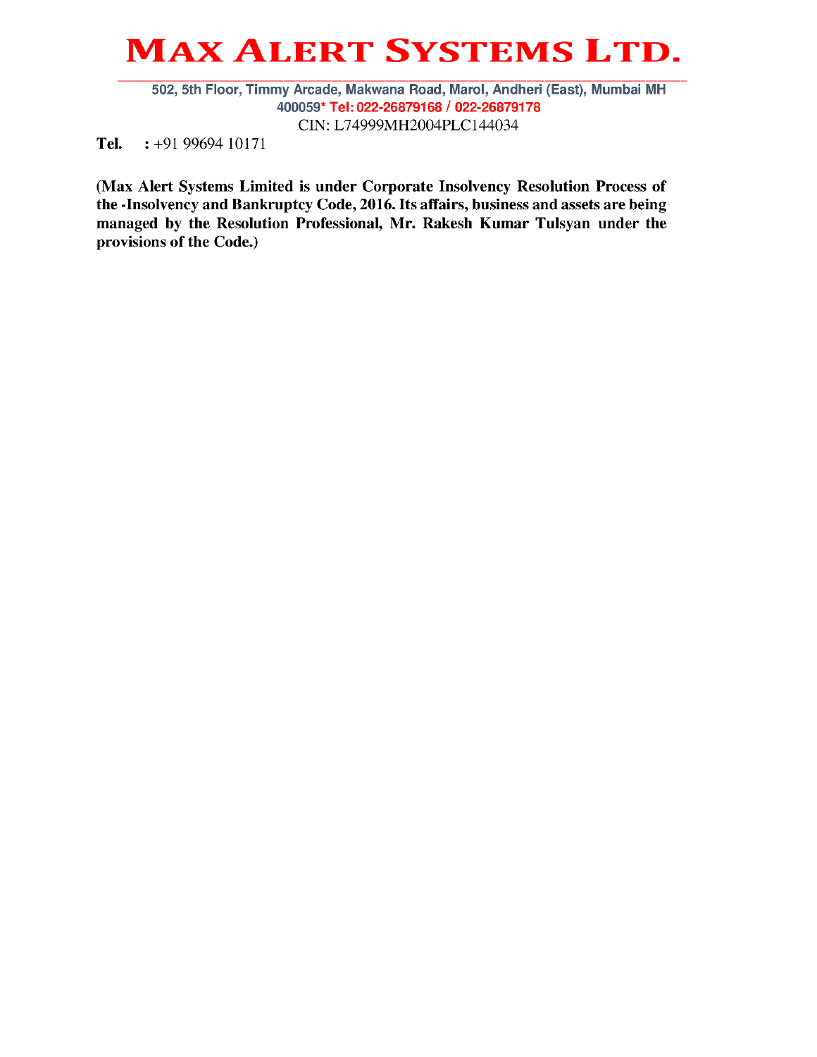# MAX ALERT SYSTEMS LTD.

502, 5th Floor, Timmy Arcade, Makwana Road, Marol, Andheri (East), Mumbai MH 400059* Tel: 022-26879168 / 022-26879178

CIN: L74999MH2004PLC144034

**Tel.** : +91 99694 10171

**(Max Alert Systems Limited is under Corporate Insolvency Resolution Process of the -Insolvency and Bankruptcy Code, 2016. Its affairs, business and assets are being managed by the Resolution Professional, Mr. Rakesh Kumar Tulsyan under the provisions of the Code.)**